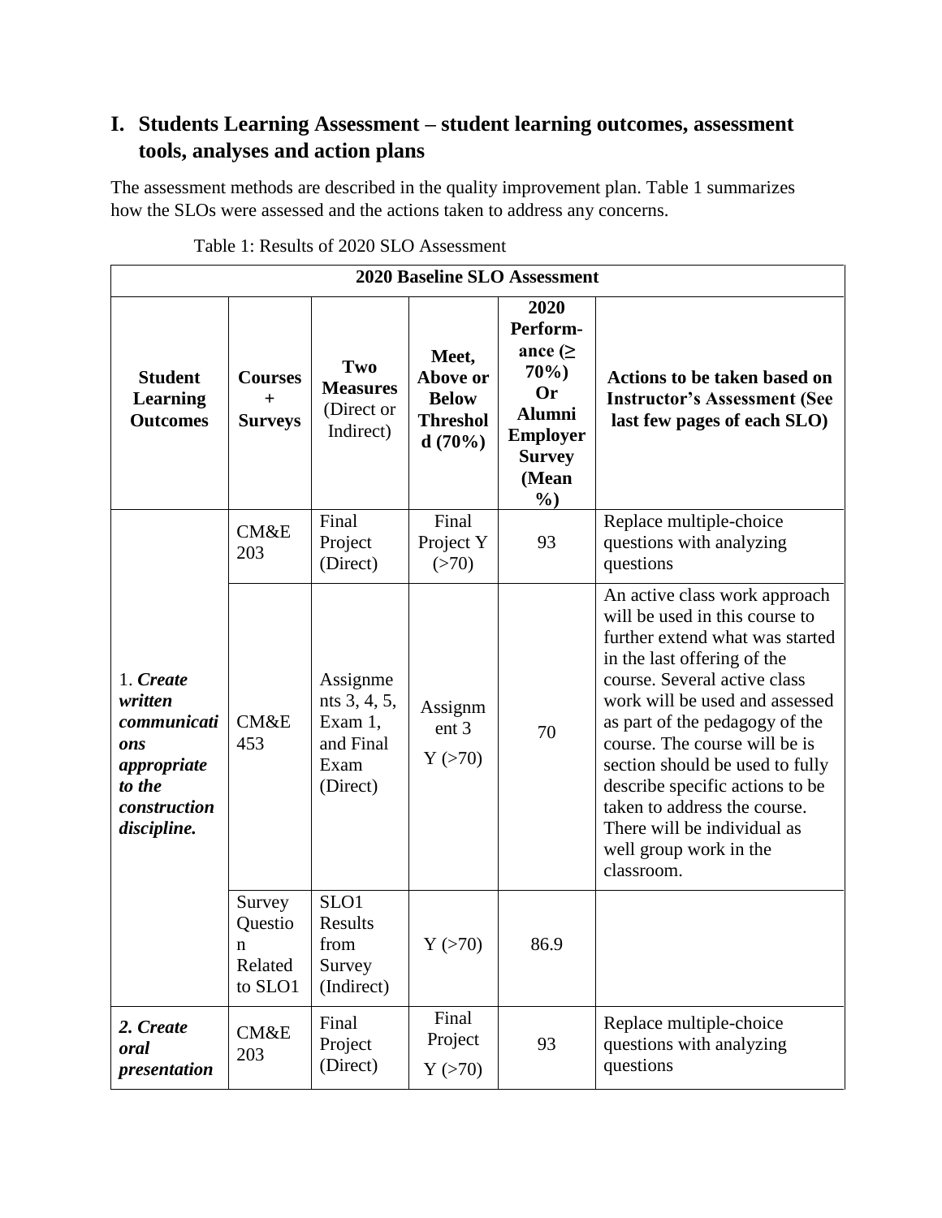# I. Students Learning Assessment – student learning outcomes, assessment tools, analyses and action plans

The assessment methods are described in the quality improvement plan. Table 1 summarizes how the SLOs were assessed and the actions taken to address any concerns.

Table 1: Results of 2020 SLO Assessment

| 2020 Baseline SLO Assessment | | | | | |
|---|---|---|---|---|---|
| **Student Learning Outcomes** | **Courses + Surveys** | **Two Measures** (Direct or Indirect) | **Meet, Above or Below Threshold (70%)** | **2020 Performance (≥ 70%) Or Alumni Employer Survey (Mean %)** | **Actions to be taken based on Instructor's Assessment (See last few pages of each SLO)** |
| 1. ***Create written communications appropriate to the construction discipline.*** | CM&E 203 | Final Project (Direct) | Final Project Y (>70) | 93 | Replace multiple-choice questions with analyzing questions |
| | CM&E 453 | Assignments 3, 4, 5, Exam 1, and Final Exam (Direct) | Assignment 3 Y (>70) | 70 | An active class work approach will be used in this course to further extend what was started in the last offering of the course. Several active class work will be used and assessed as part of the pedagogy of the course. The course will be is section should be used to fully describe specific actions to be taken to address the course. There will be individual as well group work in the classroom. |
| | Survey Question Related to SLO1 | SLO1 Results from Survey (Indirect) | Y (>70) | 86.9 | |
| ***2. Create oral presentation*** | CM&E 203 | Final Project (Direct) | Final Project Y (>70) | 93 | Replace multiple-choice questions with analyzing questions |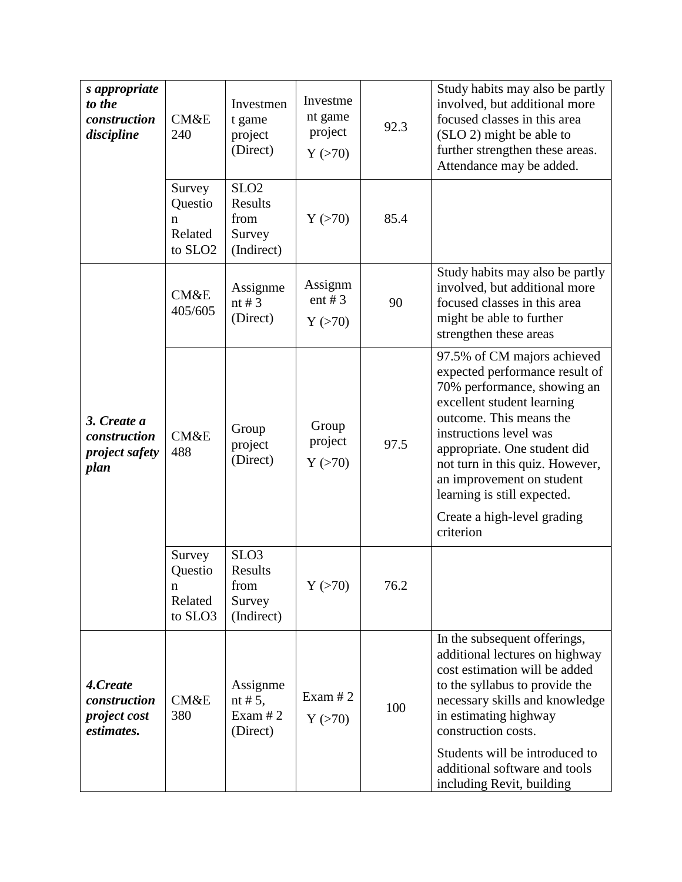| | | | | | |
|---|---|---|---|---|---|
| ***s appropriate to the construction discipline*** | CM&E 240 | Investment game project (Direct) | Investment game project Y (>70) | 92.3 | Study habits may also be partly involved, but additional more focused classes in this area (SLO 2) might be able to further strengthen these areas. Attendance may be added. |
| | Survey Question Related to SLO2 | SLO2 Results from Survey (Indirect) | Y (>70) | 85.4 | |
| ***3. Create a construction project safety plan*** | CM&E 405/605 | Assignment # 3 (Direct) | Assignment # 3 Y (>70) | 90 | Study habits may also be partly involved, but additional more focused classes in this area might be able to further strengthen these areas |
| | CM&E 488 | Group project (Direct) | Group project Y (>70) | 97.5 | 97.5% of CM majors achieved expected performance result of 70% performance, showing an excellent student learning outcome. This means the instructions level was appropriate. One student did not turn in this quiz. However, an improvement on student learning is still expected. Create a high-level grading criterion |
| | Survey Question Related to SLO3 | SLO3 Results from Survey (Indirect) | Y (>70) | 76.2 | |
| ***4.Create construction project cost estimates.*** | CM&E 380 | Assignment # 5, Exam # 2 (Direct) | Exam # 2 Y (>70) | 100 | In the subsequent offerings, additional lectures on highway cost estimation will be added to the syllabus to provide the necessary skills and knowledge in estimating highway construction costs. Students will be introduced to additional software and tools including Revit, building |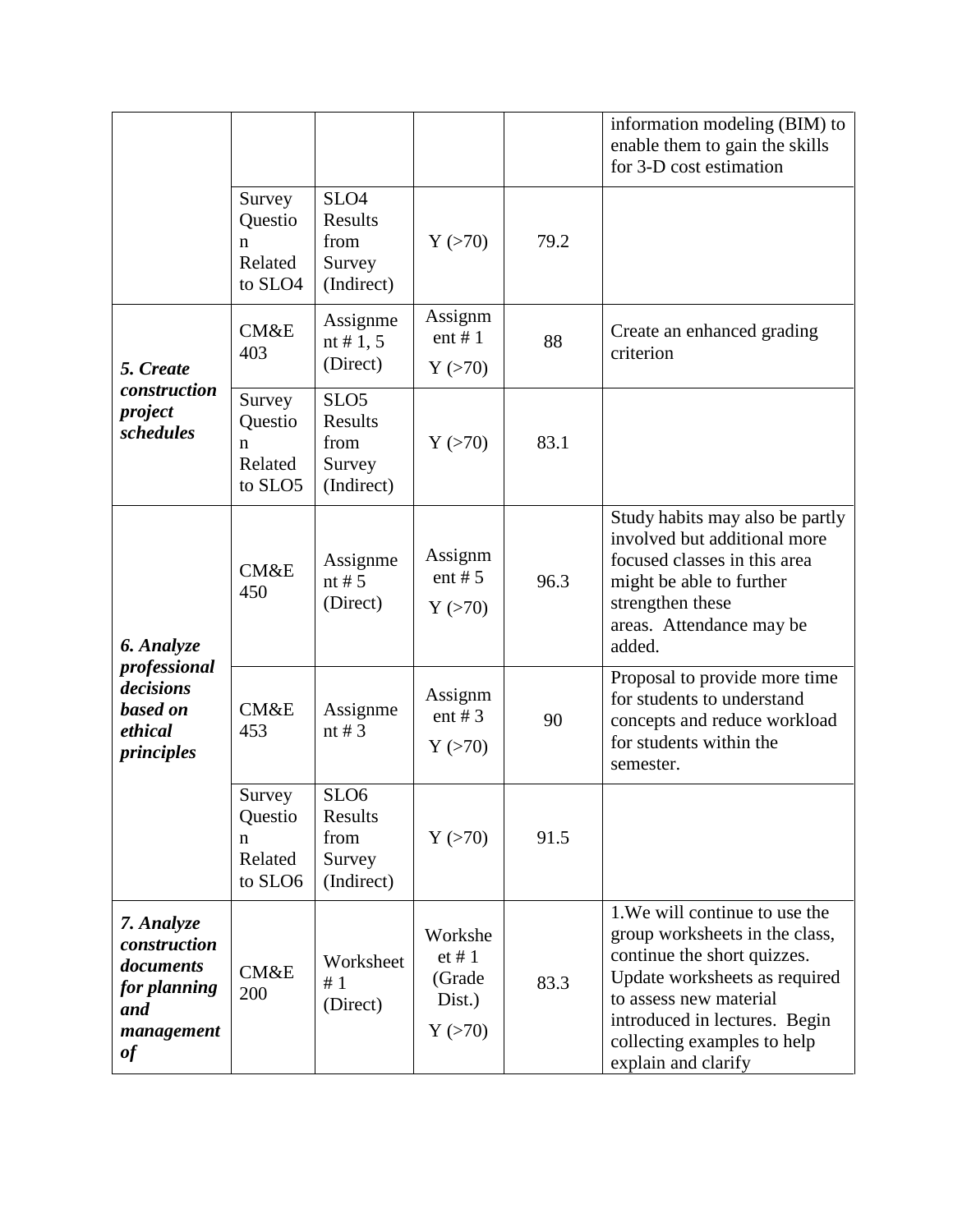| | | | | | |
|---|---|---|---|---|---|
| | | | | | information modeling (BIM) to enable them to gain the skills for 3-D cost estimation |
| | Survey Question Related to SLO4 | SLO4 Results from Survey (Indirect) | Y (>70) | 79.2 | |
| ***5. Create construction project schedules*** | CM&E 403 | Assignment # 1, 5 (Direct) | Assignment # 1 Y (>70) | 88 | Create an enhanced grading criterion |
| | Survey Question Related to SLO5 | SLO5 Results from Survey (Indirect) | Y (>70) | 83.1 | |
| ***6. Analyze professional decisions based on ethical principles*** | CM&E 450 | Assignment # 5 (Direct) | Assignment # 5 Y (>70) | 96.3 | Study habits may also be partly involved but additional more focused classes in this area might be able to further strengthen these areas. Attendance may be added. |
| | CM&E 453 | Assignment # 3 | Assignment # 3 Y (>70) | 90 | Proposal to provide more time for students to understand concepts and reduce workload for students within the semester. |
| | Survey Question Related to SLO6 | SLO6 Results from Survey (Indirect) | Y (>70) | 91.5 | |
| ***7. Analyze construction documents for planning and management of*** | CM&E 200 | Worksheet # 1 (Direct) | Worksheet # 1 (Grade Dist.) Y (>70) | 83.3 | 1.We will continue to use the group worksheets in the class, continue the short quizzes. Update worksheets as required to assess new material introduced in lectures. Begin collecting examples to help explain and clarify |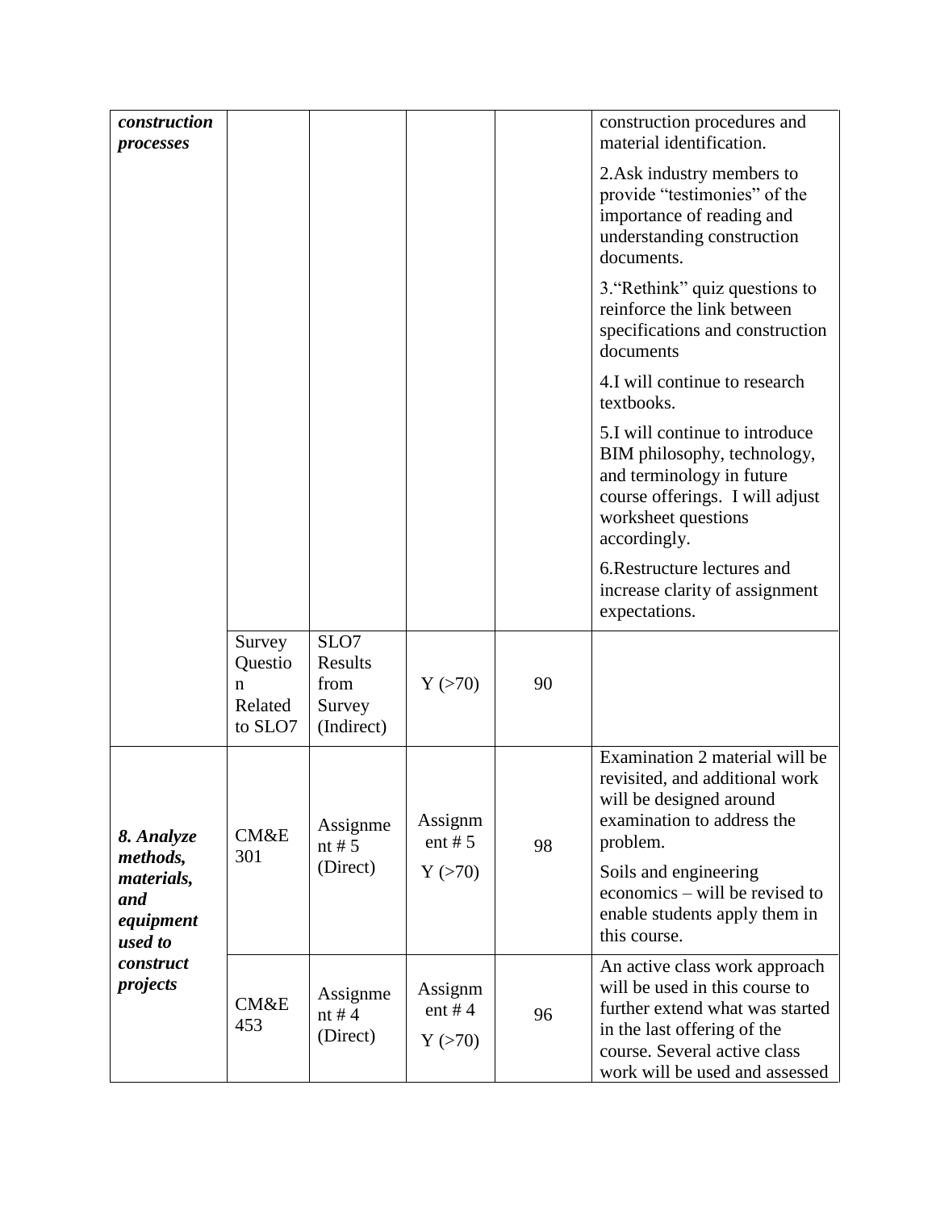| | | | | | |
|---|---|---|---|---|---|
| ***construction processes*** | | | | | construction procedures and material identification.<br><br>2.Ask industry members to provide "testimonies" of the importance of reading and understanding construction documents.<br><br>3."Rethink" quiz questions to reinforce the link between specifications and construction documents<br><br>4.I will continue to research textbooks.<br><br>5.I will continue to introduce BIM philosophy, technology, and terminology in future course offerings. I will adjust worksheet questions accordingly.<br><br>6.Restructure lectures and increase clarity of assignment expectations. |
| | Survey Question Related to SLO7 | SLO7 Results from Survey (Indirect) | Y (>70) | 90 | |
| ***8. Analyze methods, materials, and equipment used to construct projects*** | CM&E 301 | Assignment # 5 (Direct) | Assignment # 5<br><br>Y (>70) | 98 | Examination 2 material will be revisited, and additional work will be designed around examination to address the problem.<br><br>Soils and engineering economics – will be revised to enable students apply them in this course. |
| | CM&E 453 | Assignment # 4 (Direct) | Assignment # 4<br><br>Y (>70) | 96 | An active class work approach will be used in this course to further extend what was started in the last offering of the course. Several active class work will be used and assessed |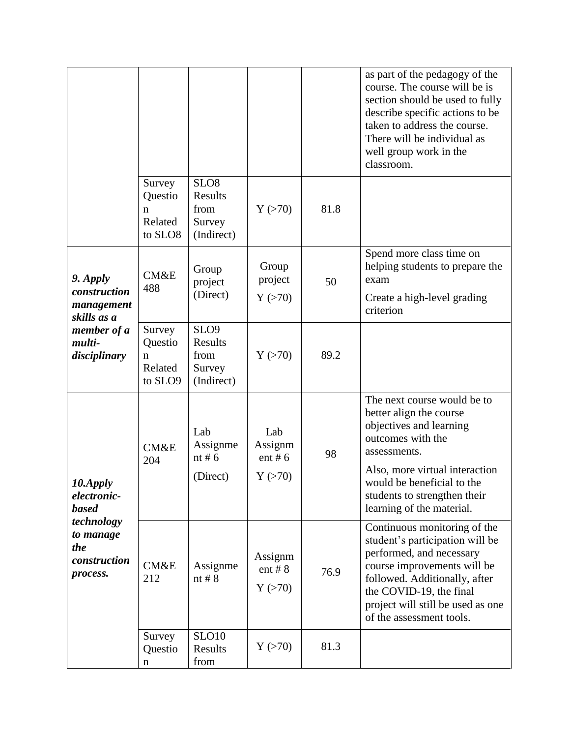| | | | | | |
|---|---|---|---|---|---|
| | | | | | as part of the pedagogy of the course. The course will be is section should be used to fully describe specific actions to be taken to address the course. There will be individual as well group work in the classroom. |
| | Survey Question Related to SLO8 | SLO8 Results from Survey (Indirect) | Y (>70) | 81.8 | |
| ***9. Apply construction management skills as a member of a multi-disciplinary*** | CM&E 488 | Group project (Direct) | Group project Y (>70) | 50 | Spend more class time on helping students to prepare the exam<br>Create a high-level grading criterion |
| | Survey Question Related to SLO9 | SLO9 Results from Survey (Indirect) | Y (>70) | 89.2 | |
| ***10.Apply electronic-based technology to manage the construction process.*** | CM&E 204 | Lab Assignment # 6 (Direct) | Lab Assignment # 6 Y (>70) | 98 | The next course would be to better align the course objectives and learning outcomes with the assessments.<br>Also, more virtual interaction would be beneficial to the students to strengthen their learning of the material. |
| | CM&E 212 | Assignment # 8 | Assignment # 8 Y (>70) | 76.9 | Continuous monitoring of the student's participation will be performed, and necessary course improvements will be followed. Additionally, after the COVID-19, the final project will still be used as one of the assessment tools. |
| | Survey Question | SLO10 Results from | Y (>70) | 81.3 | |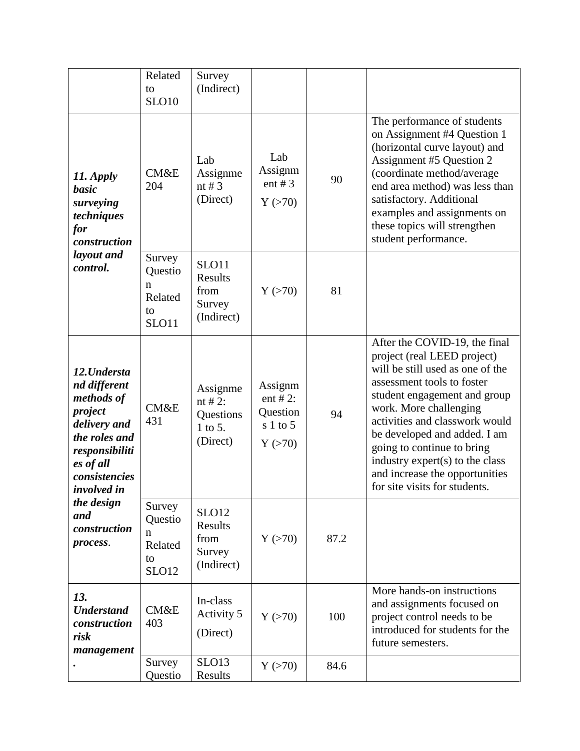| | | | | | |
|---|---|---|---|---|---|
| | Related to SLO10 | Survey (Indirect) | | | |
| ***11. Apply basic surveying techniques for construction layout and control.*** | CM&E 204 | Lab Assignment # 3 (Direct) | Lab Assignment # 3 Y (>70) | 90 | The performance of students on Assignment #4 Question 1 (horizontal curve layout) and Assignment #5 Question 2 (coordinate method/average end area method) was less than satisfactory. Additional examples and assignments on these topics will strengthen student performance. |
| | Survey Question Related to SLO11 | SLO11 Results from Survey (Indirect) | Y (>70) | 81 | |
| ***12.Understand different methods of project delivery and the roles and responsibilities of all consistencies involved in the design and construction process***. | CM&E 431 | Assignment # 2: Questions 1 to 5. (Direct) | Assignment # 2: Questions 1 to 5 Y (>70) | 94 | After the COVID-19, the final project (real LEED project) will be still used as one of the assessment tools to foster student engagement and group work. More challenging activities and classwork would be developed and added. I am going to continue to bring industry expert(s) to the class and increase the opportunities for site visits for students. |
| | Survey Question Related to SLO12 | SLO12 Results from Survey (Indirect) | Y (>70) | 87.2 | |
| ***13. Understand construction risk management.*** | CM&E 403 | In-class Activity 5 (Direct) | Y (>70) | 100 | More hands-on instructions and assignments focused on project control needs to be introduced for students for the future semesters. |
| | Survey Questio | SLO13 Results | Y (>70) | 84.6 | |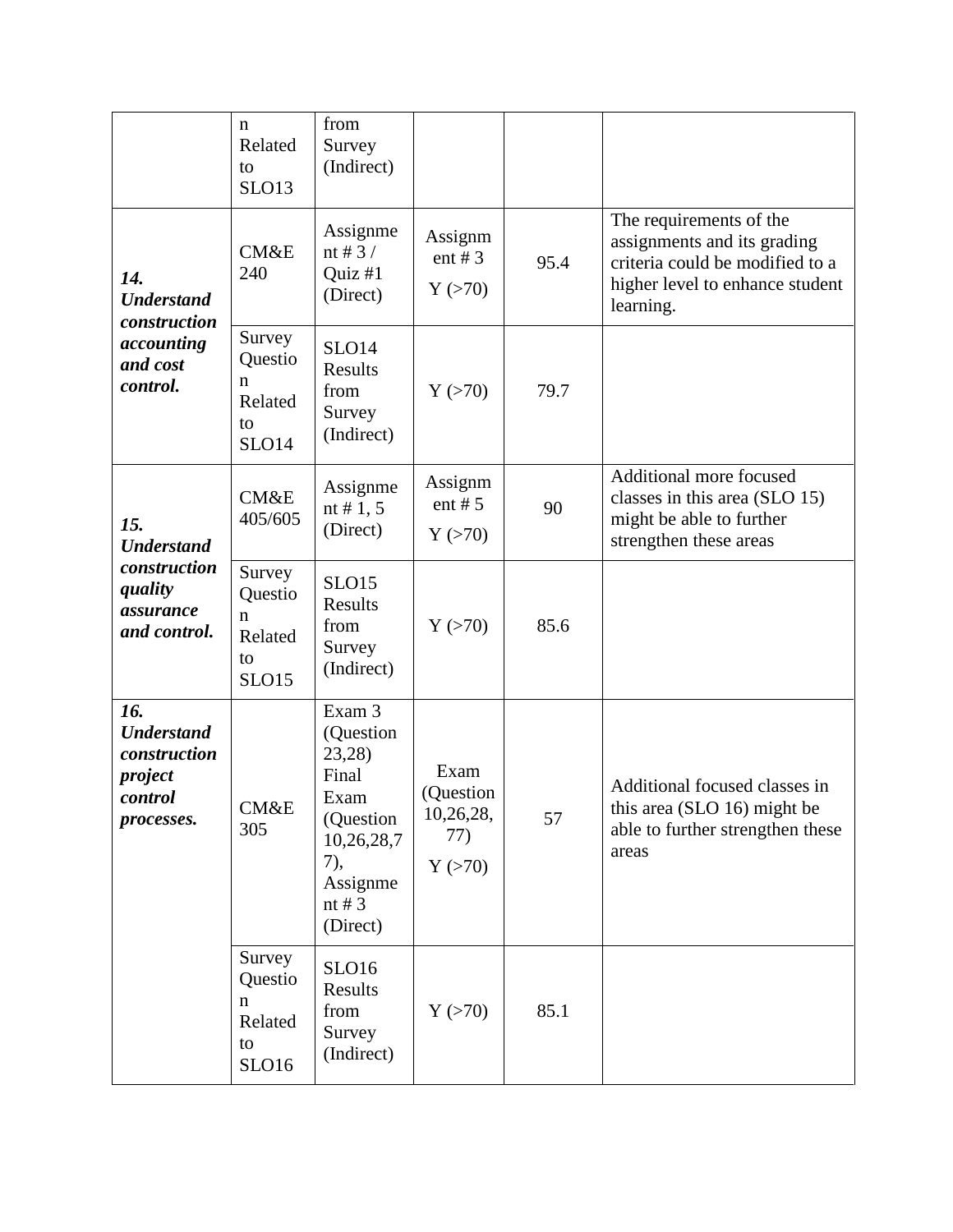| | | | | | |
|---|---|---|---|---|---|
| | n Related to SLO13 | from Survey (Indirect) | | | |
| ***14. Understand construction accounting and cost control.*** | CM&E 240 | Assignment # 3 / Quiz #1 (Direct) | Assignment # 3<br>Y (>70) | 95.4 | The requirements of the assignments and its grading criteria could be modified to a higher level to enhance student learning. |
| | Survey Question Related to SLO14 | SLO14 Results from Survey (Indirect) | Y (>70) | 79.7 | |
| ***15. Understand construction quality assurance and control.*** | CM&E 405/605 | Assignment # 1, 5 (Direct) | Assignment # 5<br>Y (>70) | 90 | Additional more focused classes in this area (SLO 15) might be able to further strengthen these areas |
| | Survey Question Related to SLO15 | SLO15 Results from Survey (Indirect) | Y (>70) | 85.6 | |
| ***16. Understand construction project control processes.*** | CM&E 305 | Exam 3 (Question 23,28) Final Exam (Question 10,26,28,77), Assignment # 3 (Direct) | Exam (Question 10,26,28, 77)<br>Y (>70) | 57 | Additional focused classes in this area (SLO 16) might be able to further strengthen these areas |
| | Survey Question Related to SLO16 | SLO16 Results from Survey (Indirect) | Y (>70) | 85.1 | |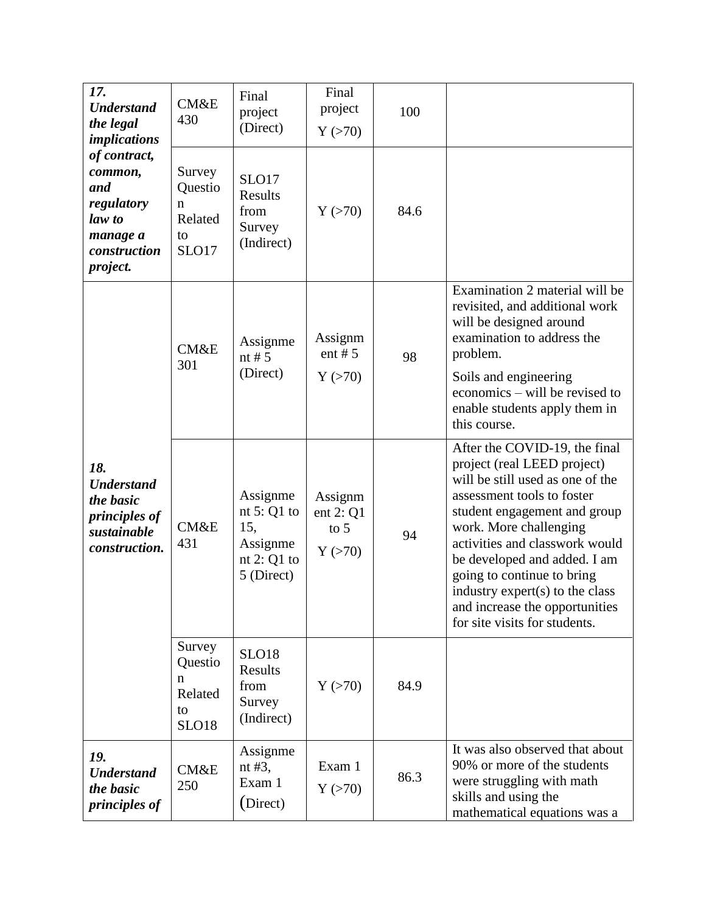| | | | | | |
|---|---|---|---|---|---|
| ***17. Understand the legal implications of contract, common, and regulatory law to manage a construction project.*** | CM&E 430 | Final project (Direct) | Final project Y (>70) | 100 | |
| | Survey Question Related to SLO17 | SLO17 Results from Survey (Indirect) | Y (>70) | 84.6 | |
| ***18. Understand the basic principles of sustainable construction.*** | CM&E 301 | Assignment # 5 (Direct) | Assignment # 5 Y (>70) | 98 | Examination 2 material will be revisited, and additional work will be designed around examination to address the problem. Soils and engineering economics – will be revised to enable students apply them in this course. |
| | CM&E 431 | Assignment 5: Q1 to 15, Assignment 2: Q1 to 5 (Direct) | Assignment 2: Q1 to 5 Y (>70) | 94 | After the COVID-19, the final project (real LEED project) will be still used as one of the assessment tools to foster student engagement and group work. More challenging activities and classwork would be developed and added. I am going to continue to bring industry expert(s) to the class and increase the opportunities for site visits for students. |
| | Survey Question Related to SLO18 | SLO18 Results from Survey (Indirect) | Y (>70) | 84.9 | |
| ***19. Understand the basic principles of*** | CM&E 250 | Assignment #3, Exam 1 (Direct) | Exam 1 Y (>70) | 86.3 | It was also observed that about 90% or more of the students were struggling with math skills and using the mathematical equations was a |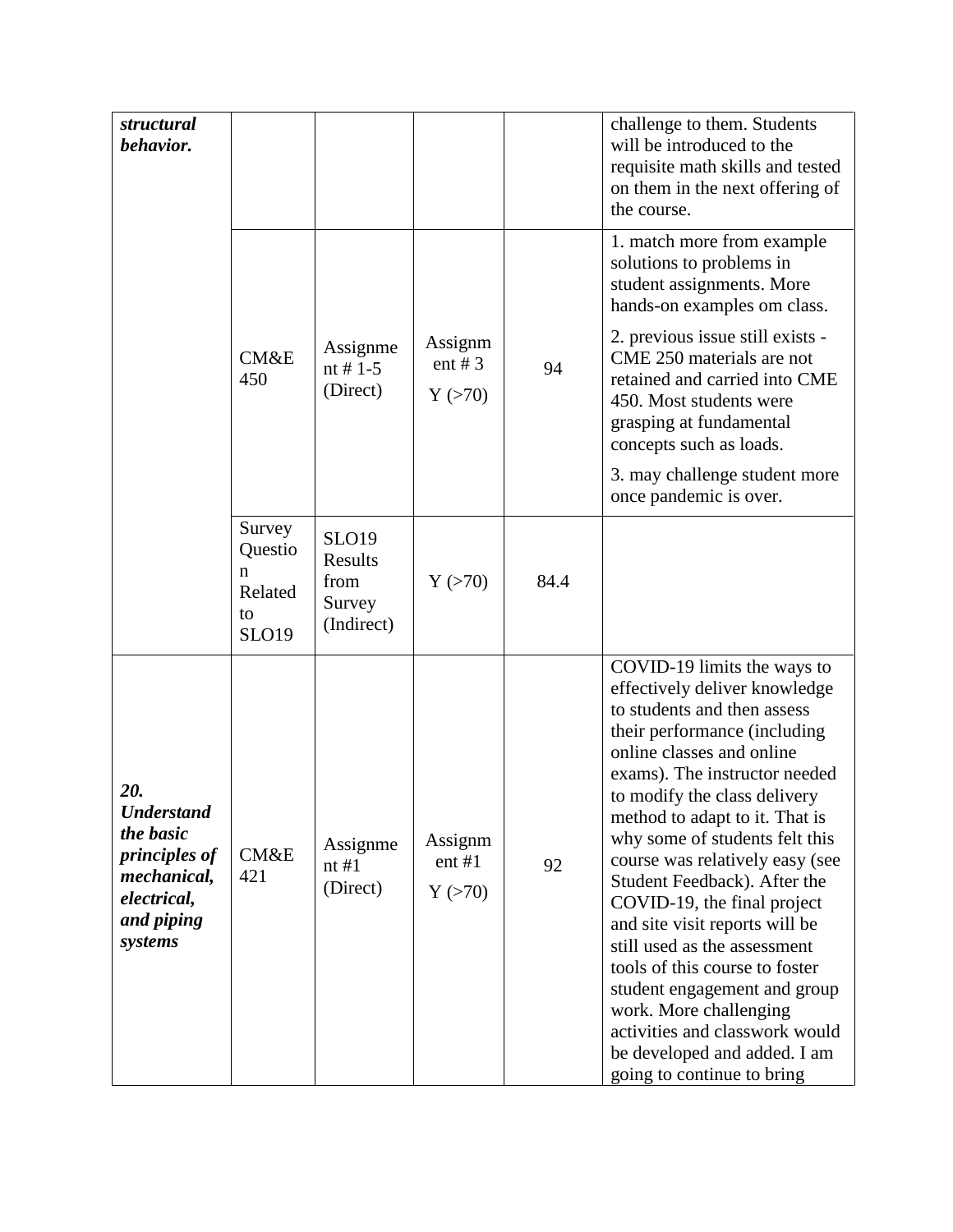| | | | | | |
|---|---|---|---|---|---|
| ***structural behavior.*** | | | | | challenge to them. Students will be introduced to the requisite math skills and tested on them in the next offering of the course. |
| | CM&E 450 | Assignment # 1-5 (Direct) | Assignment # 3 Y (>70) | 94 | 1. match more from example solutions to problems in student assignments. More hands-on examples om class.<br>2. previous issue still exists - CME 250 materials are not retained and carried into CME 450. Most students were grasping at fundamental concepts such as loads.<br>3. may challenge student more once pandemic is over. |
| | Survey Question Related to SLO19 | SLO19 Results from Survey (Indirect) | Y (>70) | 84.4 | |
| ***20. Understand the basic principles of mechanical, electrical, and piping systems*** | CM&E 421 | Assignment #1 (Direct) | Assignment #1 Y (>70) | 92 | COVID-19 limits the ways to effectively deliver knowledge to students and then assess their performance (including online classes and online exams). The instructor needed to modify the class delivery method to adapt to it. That is why some of students felt this course was relatively easy (see Student Feedback). After the COVID-19, the final project and site visit reports will be still used as the assessment tools of this course to foster student engagement and group work. More challenging activities and classwork would be developed and added. I am going to continue to bring |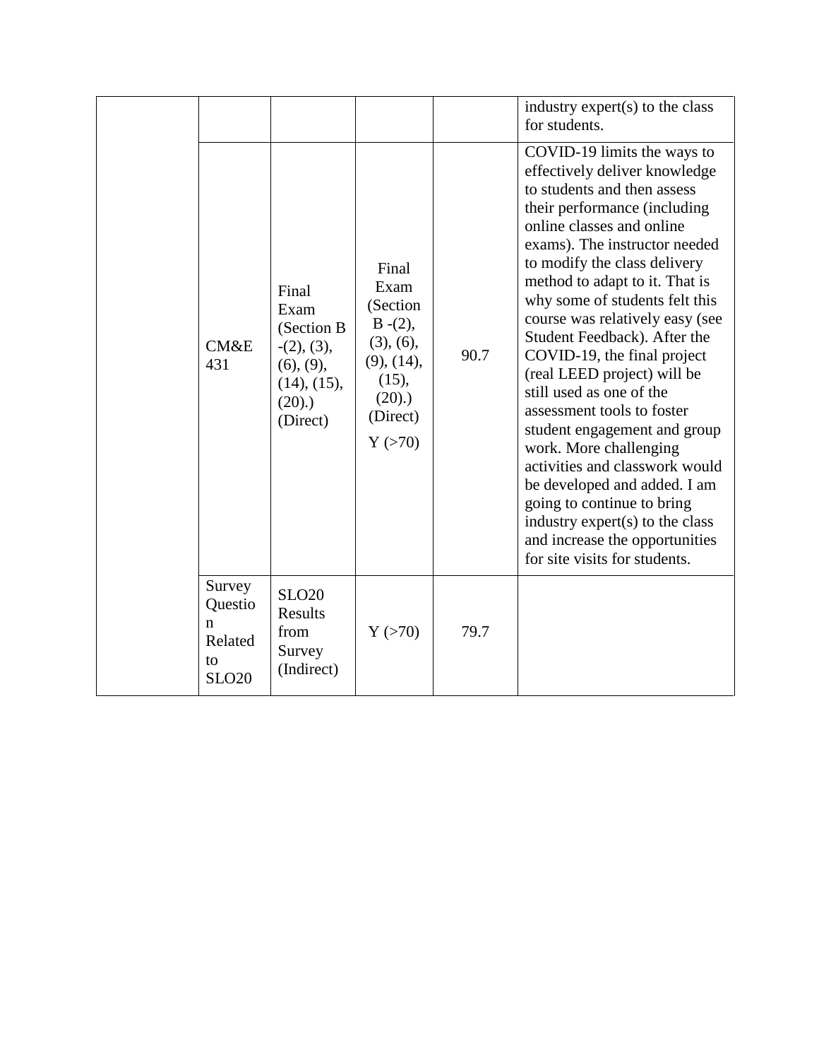| | | | | | |
|---|---|---|---|---|---|
| | | | | | industry expert(s) to the class for students. |
| | CM&E 431 | Final Exam (Section B -(2), (3), (6), (9), (14), (15), (20).) (Direct) | Final Exam (Section B -(2), (3), (6), (9), (14), (15), (20).) (Direct) Y (>70) | 90.7 | COVID-19 limits the ways to effectively deliver knowledge to students and then assess their performance (including online classes and online exams). The instructor needed to modify the class delivery method to adapt to it. That is why some of students felt this course was relatively easy (see Student Feedback). After the COVID-19, the final project (real LEED project) will be still used as one of the assessment tools to foster student engagement and group work. More challenging activities and classwork would be developed and added. I am going to continue to bring industry expert(s) to the class and increase the opportunities for site visits for students. |
| | Survey Question Related to SLO20 | SLO20 Results from Survey (Indirect) | Y (>70) | 79.7 | |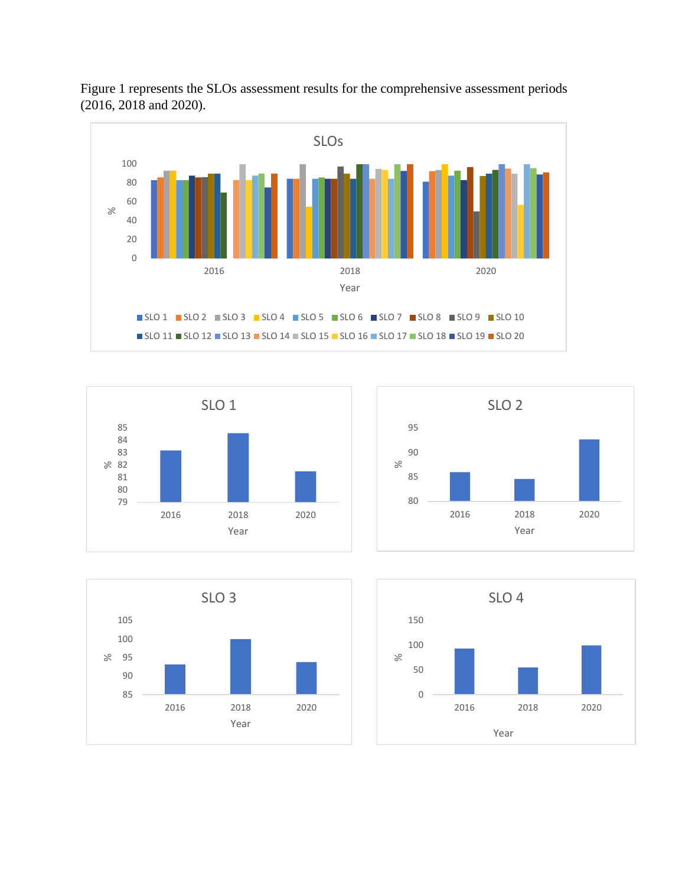Figure 1 represents the SLOs assessment results for the comprehensive assessment periods (2016, 2018 and 2020).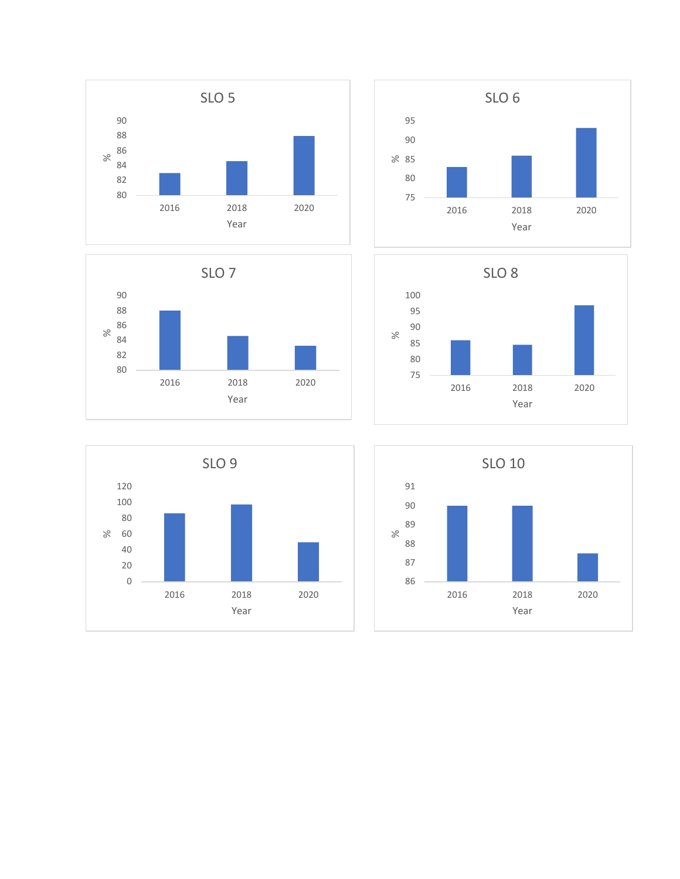SLO 5

% | 90, 88, 86, 84, 82, 80

2016 2018 2020

Year

SLO 6

% | 95, 90, 85, 80, 75

2016 2018 2020

Year

SLO 7

% | 90, 88, 86, 84, 82, 80

2016 2018 2020

Year

SLO 8

% | 100, 95, 90, 85, 80, 75

2016 2018 2020

Year

SLO 9

% | 120, 100, 80, 60, 40, 20, 0

2016 2018 2020

Year

SLO 10

% | 91, 90, 89, 88, 87, 86

2016 2018 2020

Year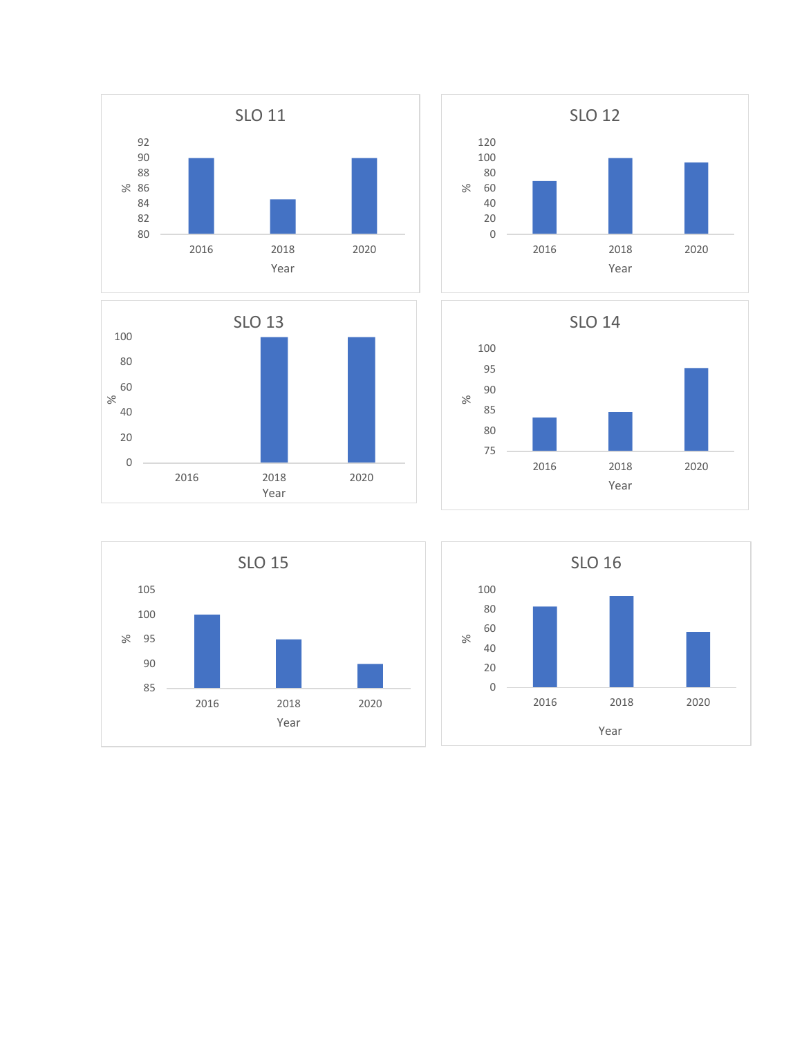SLO 11

92
90
88
86
84
82
80

%

2016 2018 2020

Year

SLO 12

120
100
80
60
40
20
0

%

2016 2018 2020

Year

SLO 13

100
80
60
40
20
0

%

2016 2018 2020

Year

SLO 14

100
95
90
85
80
75

%

2016 2018 2020

Year

SLO 15

105
100
95
90
85

%

2016 2018 2020

Year

SLO 16

100
80
60
40
20
0

%

2016 2018 2020

Year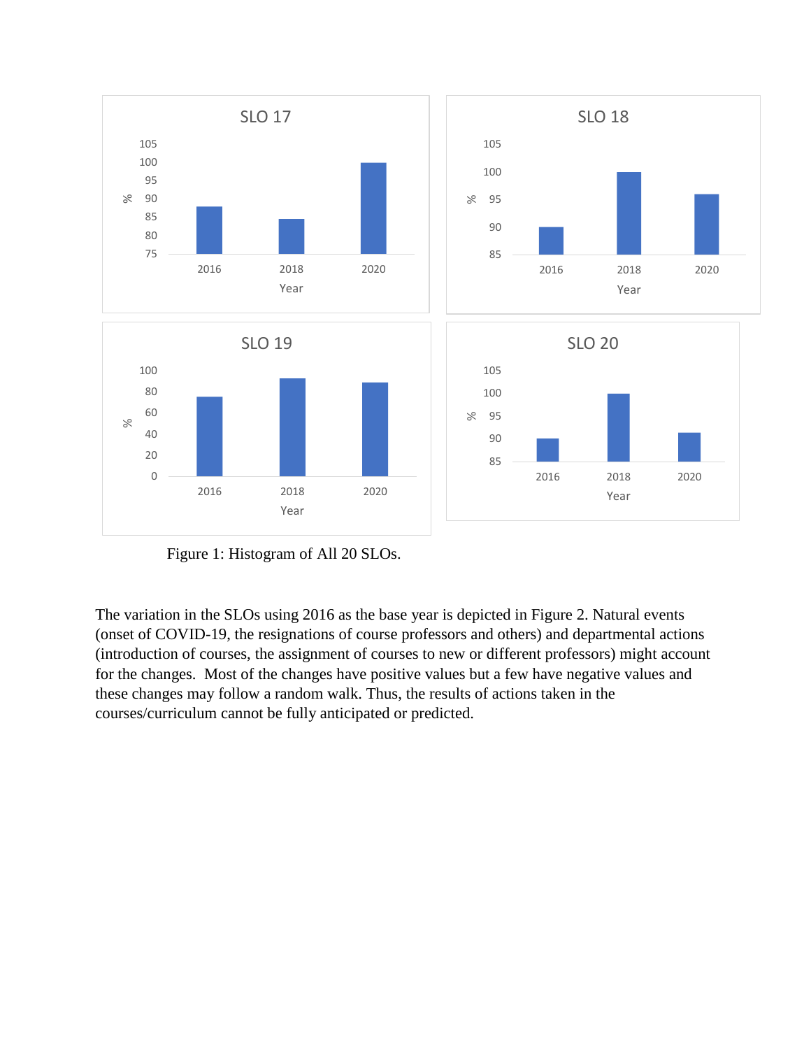Figure 1: Histogram of All 20 SLOs.

The variation in the SLOs using 2016 as the base year is depicted in Figure 2. Natural events (onset of COVID-19, the resignations of course professors and others) and departmental actions (introduction of courses, the assignment of courses to new or different professors) might account for the changes. Most of the changes have positive values but a few have negative values and these changes may follow a random walk. Thus, the results of actions taken in the courses/curriculum cannot be fully anticipated or predicted.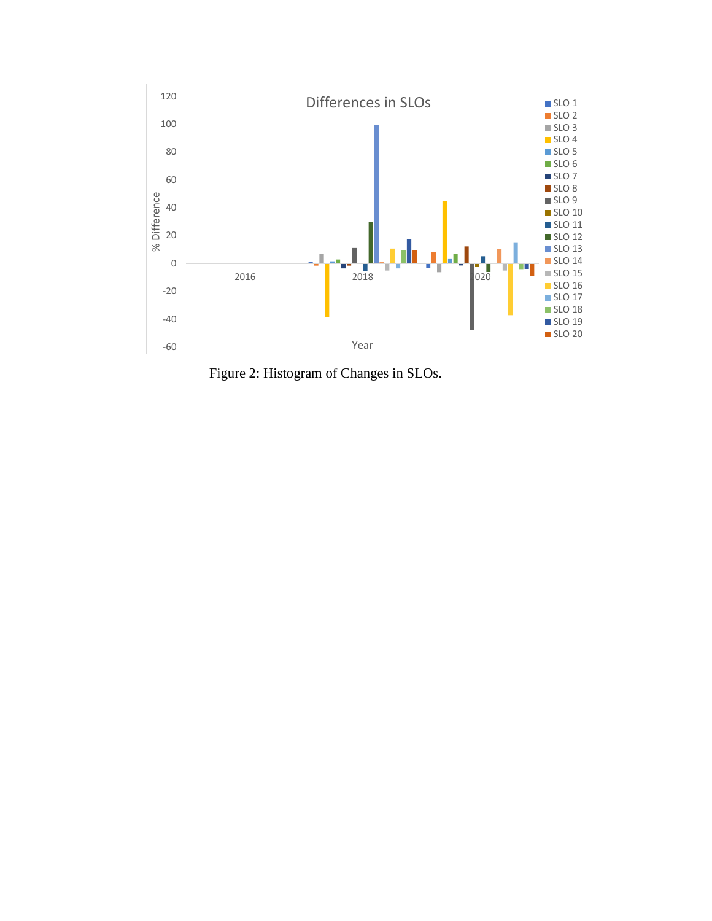Figure 2: Histogram of Changes in SLOs.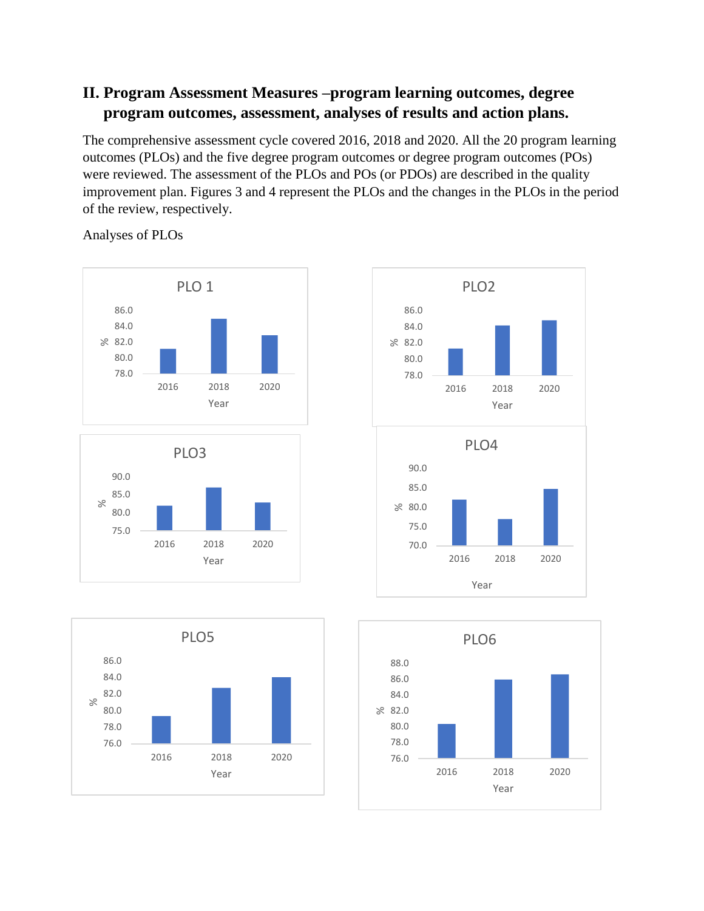## II. Program Assessment Measures –program learning outcomes, degree program outcomes, assessment, analyses of results and action plans.

The comprehensive assessment cycle covered 2016, 2018 and 2020. All the 20 program learning outcomes (PLOs) and the five degree program outcomes or degree program outcomes (POs) were reviewed. The assessment of the PLOs and POs (or PDOs) are described in the quality improvement plan. Figures 3 and 4 represent the PLOs and the changes in the PLOs in the period of the review, respectively.

Analyses of PLOs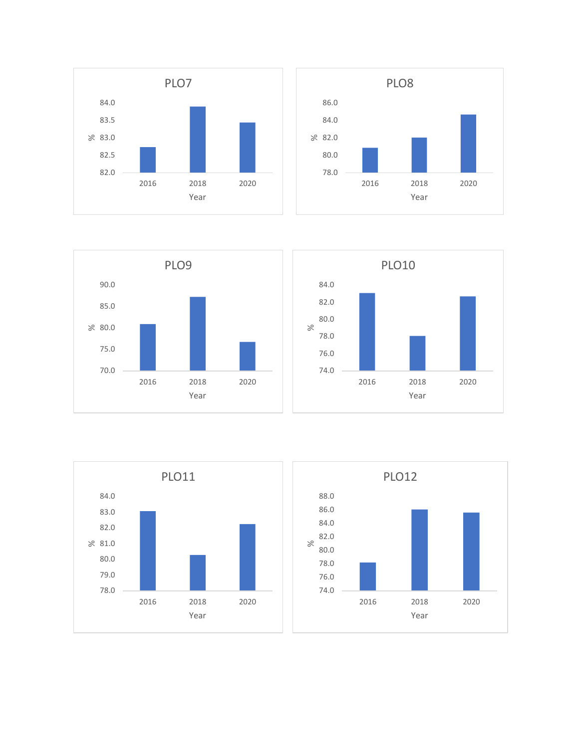PLO7

84.0
83.5
83.0
82.5
82.0

%

2016 2018 2020

Year

PLO8

86.0
84.0
82.0
80.0
78.0

%

2016 2018 2020

Year

PLO9

90.0
85.0
80.0
75.0
70.0

%

2016 2018 2020

Year

PLO10

84.0
82.0
80.0
78.0
76.0
74.0

%

2016 2018 2020

Year

PLO11

84.0
83.0
82.0
81.0
80.0
79.0
78.0

%

2016 2018 2020

Year

PLO12

88.0
86.0
84.0
82.0
80.0
78.0
76.0
74.0

%

2016 2018 2020

Year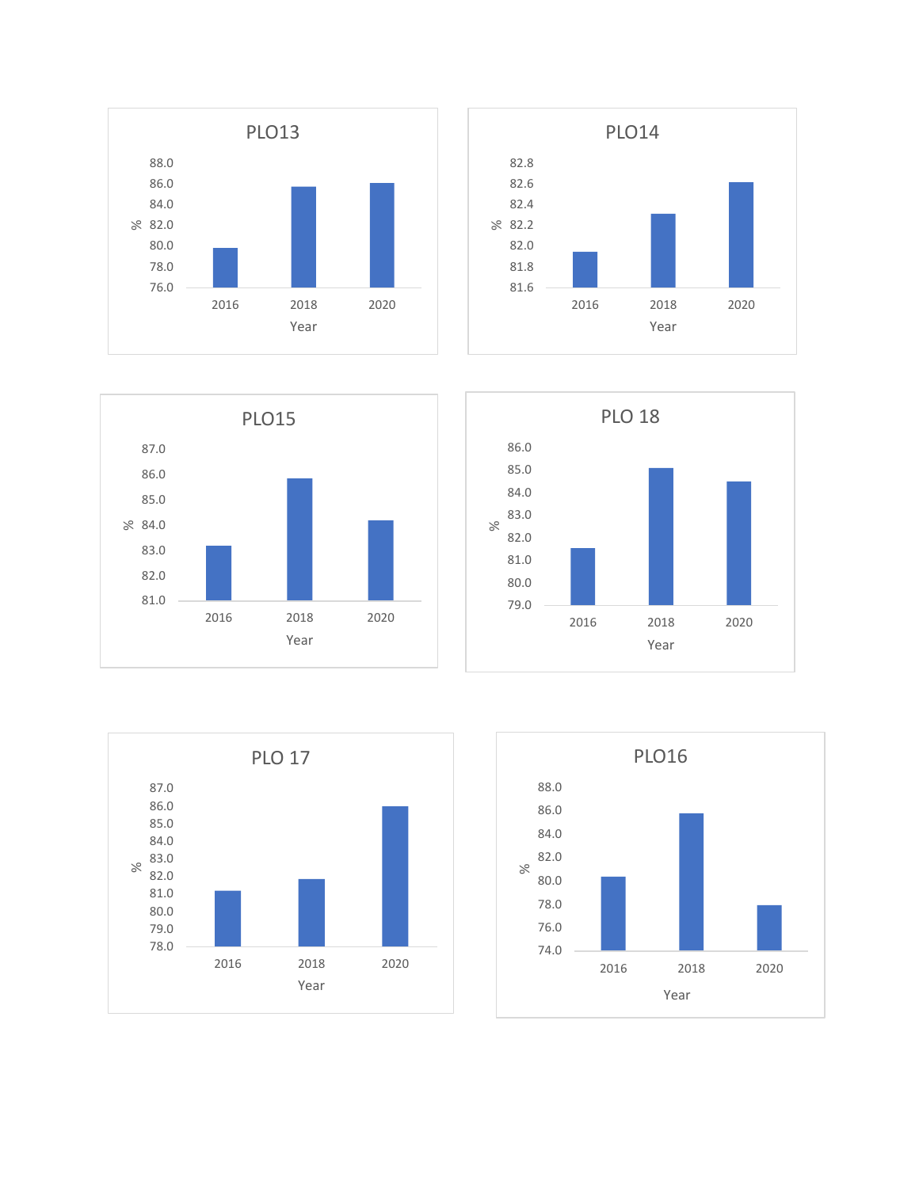**PLO13**

% — 88.0, 86.0, 84.0, 82.0, 80.0, 78.0, 76.0

Year — 2016, 2018, 2020

**PLO14**

% — 82.8, 82.6, 82.4, 82.2, 82.0, 81.8, 81.6

Year — 2016, 2018, 2020

**PLO15**

% — 87.0, 86.0, 85.0, 84.0, 83.0, 82.0, 81.0

Year — 2016, 2018, 2020

**PLO 18**

% — 86.0, 85.0, 84.0, 83.0, 82.0, 81.0, 80.0, 79.0

Year — 2016, 2018, 2020

**PLO 17**

% — 87.0, 86.0, 85.0, 84.0, 83.0, 82.0, 81.0, 80.0, 79.0, 78.0

Year — 2016, 2018, 2020

**PLO16**

% — 88.0, 86.0, 84.0, 82.0, 80.0, 78.0, 76.0, 74.0

Year — 2016, 2018, 2020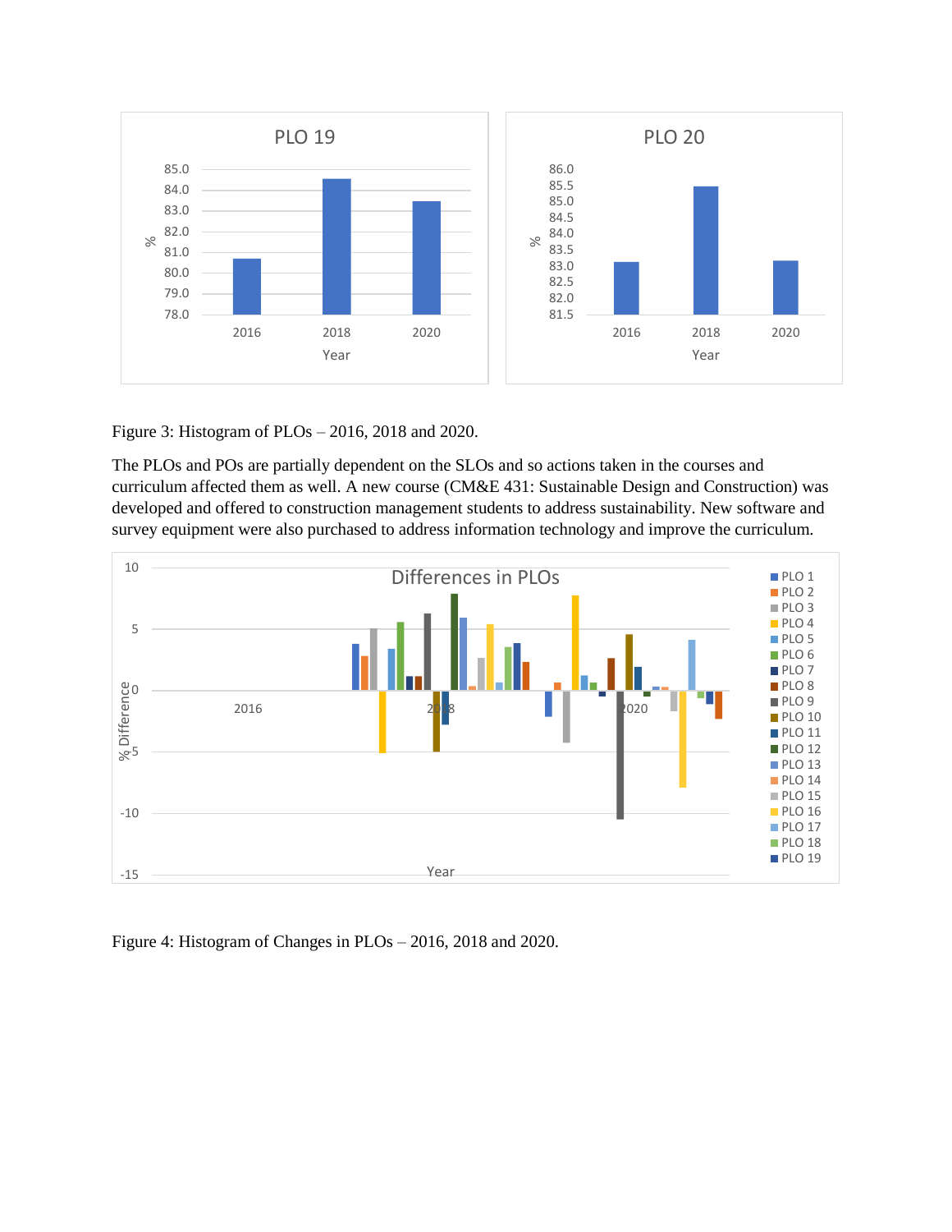Figure 3: Histogram of PLOs – 2016, 2018 and 2020.

The PLOs and POs are partially dependent on the SLOs and so actions taken in the courses and curriculum affected them as well. A new course (CM&E 431: Sustainable Design and Construction) was developed and offered to construction management students to address sustainability. New software and survey equipment were also purchased to address information technology and improve the curriculum.

Figure 4: Histogram of Changes in PLOs – 2016, 2018 and 2020.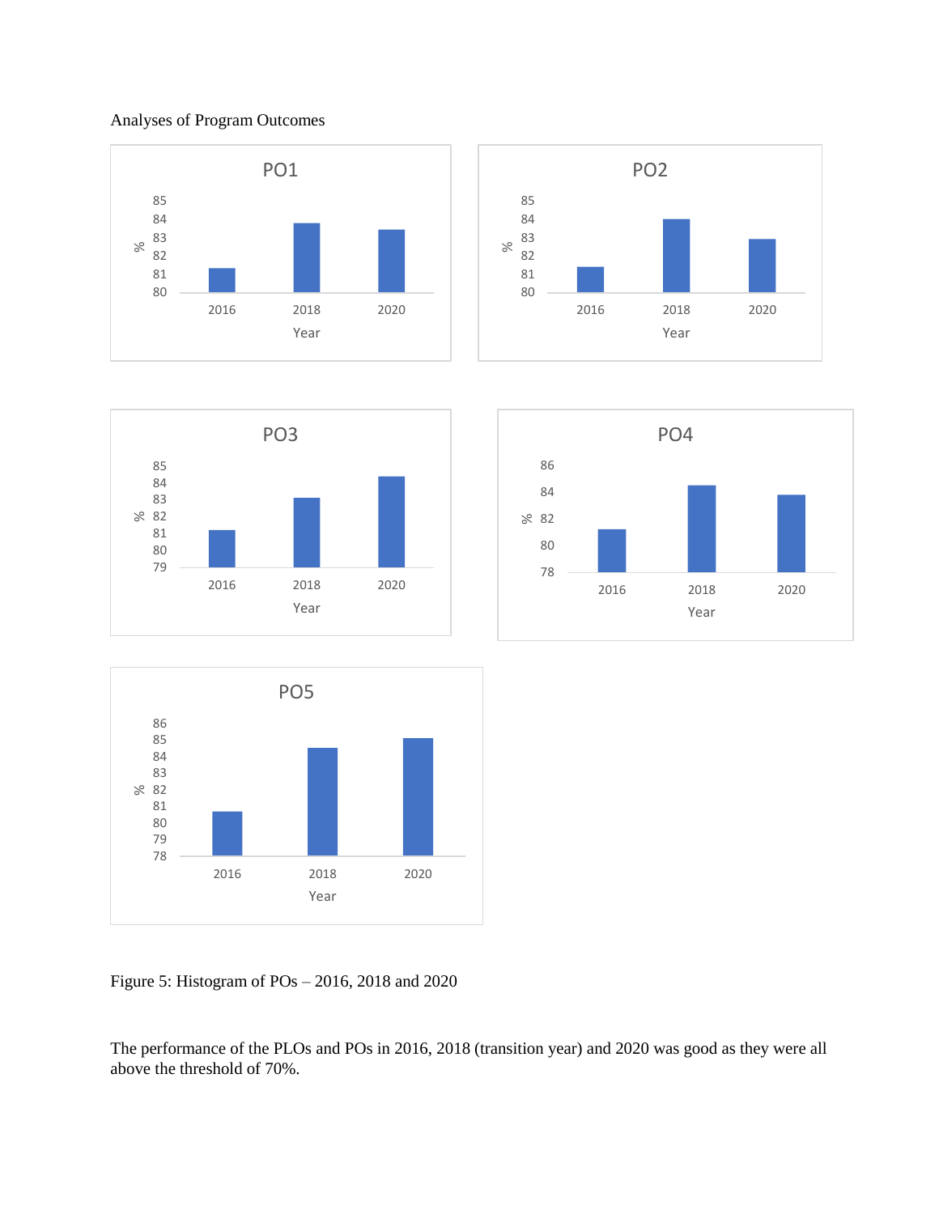Analyses of Program Outcomes

PO1

85
84
83
82
81
80

%

2016 2018 2020

Year

PO2

85
84
83
82
81
80

%

2016 2018 2020

Year

PO3

85
84
83
82
81
80
79

%

2016 2018 2020

Year

PO4

86
84
82
80
78

%

2016 2018 2020

Year

PO5

86
85
84
83
82
81
80
79
78

%

2016 2018 2020

Year

Figure 5: Histogram of POs – 2016, 2018 and 2020

The performance of the PLOs and POs in 2016, 2018 (transition year) and 2020 was good as they were all above the threshold of 70%.